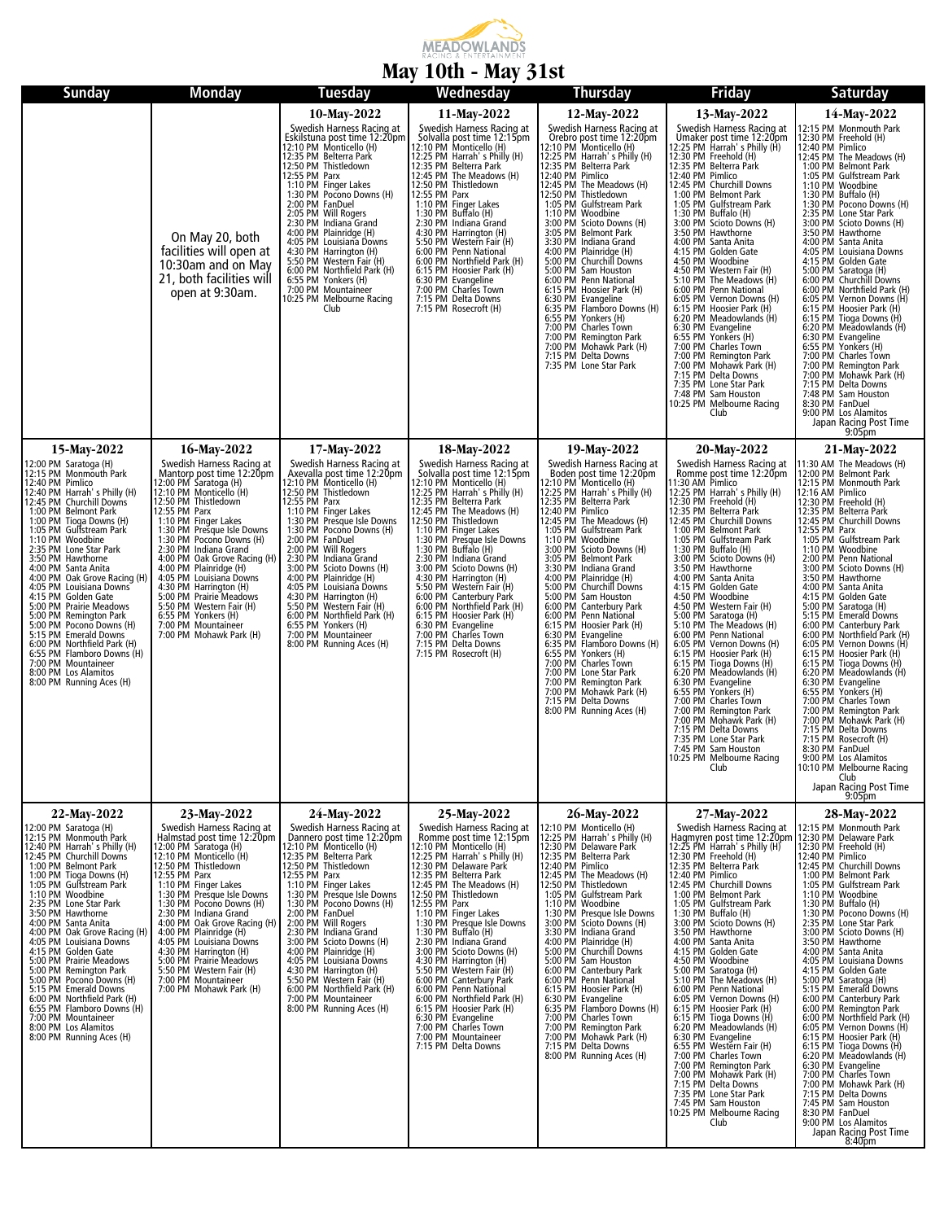MEADOWLANDS RACING & ENTERTAINMENT

# May 10th - May 31st

| Sunday | Monday | Tuesday | Wednesday | Thursday | Friday | Saturday |
|---|---|---|---|---|---|---|
| | On May 20, both facilities will open at 10:30am and on May 21, both facilities will open at 9:30am. | **10-May-2022**<br>Swedish Harness Racing at Eskilstuna post time 12:20pm<br>12:10 PM Monticello (H)<br>12:35 PM Belterra Park<br>12:50 PM Thistledown<br>12:55 PM Parx<br>1:10 PM Finger Lakes<br>1:30 PM Pocono Downs (H)<br>2:00 PM FanDuel<br>2:05 PM Will Rogers<br>2:30 PM Indiana Grand<br>4:00 PM Plainridge (H)<br>4:05 PM Louisiana Downs<br>4:30 PM Harrington (H)<br>5:50 PM Western Fair (H)<br>6:00 PM Northfield Park (H)<br>6:55 PM Yonkers (H)<br>7:00 PM Mountaineer<br>10:25 PM Melbourne Racing Club | **11-May-2022**<br>Swedish Harness Racing at Solvalla post time 12:15pm<br>12:10 PM Monticello (H)<br>12:25 PM Harrah's Philly (H)<br>12:35 PM Belterra Park<br>12:45 PM The Meadows (H)<br>12:50 PM Thistledown<br>12:55 PM Parx<br>1:10 PM Finger Lakes<br>1:30 PM Buffalo (H)<br>2:30 PM Indiana Grand<br>4:30 PM Harrington (H)<br>5:50 PM Western Fair (H)<br>6:00 PM Penn National<br>6:00 PM Northfield Park (H)<br>6:15 PM Hoosier Park (H)<br>6:30 PM Evangeline<br>7:00 PM Charles Town<br>7:15 PM Delta Downs<br>7:15 PM Rosecroft (H) | **12-May-2022**<br>Swedish Harness Racing at Orebro post time 12:20pm<br>12:10 PM Monticello (H)<br>12:25 PM Harrah's Philly (H)<br>12:35 PM Belterra Park<br>12:40 PM Pimlico<br>12:45 PM The Meadows (H)<br>12:50 PM Thistledown<br>1:05 PM Gulfstream Park<br>1:10 PM Woodbine<br>3:00 PM Scioto Downs (H)<br>3:05 PM Belmont Park<br>3:30 PM Indiana Grand<br>4:00 PM Plainridge (H)<br>5:00 PM Churchill Downs<br>5:00 PM Sam Houston<br>6:00 PM Penn National<br>6:15 PM Hoosier Park (H)<br>6:30 PM Evangeline<br>6:35 PM Flamboro Downs (H)<br>6:55 PM Yonkers (H)<br>7:00 PM Charles Town<br>7:00 PM Remington Park<br>7:00 PM Mohawk Park (H)<br>7:15 PM Delta Downs<br>7:35 PM Lone Star Park | **13-May-2022**<br>Swedish Harness Racing at Umaker post time 12:20pm<br>12:25 PM Harrah's Philly (H)<br>12:30 PM Freehold (H)<br>12:35 PM Belterra Park<br>12:40 PM Pimlico<br>12:45 PM Churchill Downs<br>1:00 PM Belmont Park<br>1:05 PM Gulfstream Park<br>1:30 PM Buffalo (H)<br>3:00 PM Scioto Downs (H)<br>3:50 PM Hawthorne<br>4:00 PM Santa Anita<br>4:15 PM Golden Gate<br>4:50 PM Woodbine<br>4:50 PM Western Fair (H)<br>5:10 PM The Meadows (H)<br>6:00 PM Penn National<br>6:05 PM Vernon Downs (H)<br>6:15 PM Hoosier Park (H)<br>6:20 PM Meadowlands (H)<br>6:30 PM Evangeline<br>6:55 PM Yonkers (H)<br>7:00 PM Charles Town<br>7:00 PM Remington Park<br>7:00 PM Mohawk Park (H)<br>7:15 PM Delta Downs<br>7:35 PM Lone Star Park<br>7:48 PM Sam Houston<br>10:25 PM Melbourne Racing Club | **14-May-2022**<br>12:15 PM Monmouth Park<br>12:30 PM Freehold (H)<br>12:40 PM Pimlico<br>12:45 PM The Meadows (H)<br>1:00 PM Belmont Park<br>1:05 PM Gulfstream Park<br>1:10 PM Woodbine<br>1:30 PM Buffalo (H)<br>1:30 PM Pocono Downs (H)<br>2:35 PM Lone Star Park<br>3:00 PM Scioto Downs (H)<br>3:50 PM Hawthorne<br>4:00 PM Santa Anita<br>4:05 PM Louisiana Downs<br>4:15 PM Golden Gate<br>5:00 PM Saratoga (H)<br>6:00 PM Churchill Downs<br>6:00 PM Northfield Park (H)<br>6:05 PM Vernon Downs (H)<br>6:15 PM Hoosier Park (H)<br>6:15 PM Tioga Downs (H)<br>6:20 PM Meadowlands (H)<br>6:30 PM Evangeline<br>6:55 PM Yonkers (H)<br>7:00 PM Charles Town<br>7:00 PM Remington Park<br>7:00 PM Mohawk Park (H)<br>7:15 PM Delta Downs<br>7:48 PM Sam Houston<br>8:30 PM FanDuel<br>9:00 PM Los Alamitos<br>Japan Racing Post Time 9:05pm |
| **15-May-2022**<br>12:00 PM Saratoga (H)<br>12:15 PM Monmouth Park<br>12:40 PM Pimlico<br>12:40 PM Harrah's Philly (H)<br>12:45 PM Churchill Downs<br>1:00 PM Belmont Park<br>1:00 PM Tioga Downs (H)<br>1:05 PM Gulfstream Park<br>1:10 PM Woodbine<br>2:35 PM Lone Star Park<br>3:50 PM Hawthorne<br>4:00 PM Santa Anita<br>4:00 PM Oak Grove Racing (H)<br>4:05 PM Louisiana Downs<br>4:15 PM Golden Gate<br>5:00 PM Prairie Meadows<br>5:00 PM Remington Park<br>5:00 PM Pocono Downs (H)<br>5:15 PM Emerald Downs<br>6:00 PM Northfield Park (H)<br>6:55 PM Flamboro Downs (H)<br>7:00 PM Mountaineer<br>8:00 PM Los Alamitos<br>8:00 PM Running Aces (H) | **16-May-2022**<br>Swedish Harness Racing at Mantorp post time 12:20pm<br>12:00 PM Saratoga (H)<br>12:10 PM Monticello (H)<br>12:50 PM Thistledown<br>12:55 PM Parx<br>1:10 PM Finger Lakes<br>1:30 PM Presque Isle Downs<br>1:30 PM Pocono Downs (H)<br>2:30 PM Indiana Grand<br>4:00 PM Oak Grove Racing (H)<br>4:00 PM Plainridge (H)<br>4:05 PM Louisiana Downs<br>4:30 PM Harrington (H)<br>5:00 PM Prairie Meadows<br>5:50 PM Western Fair (H)<br>6:55 PM Yonkers (H)<br>7:00 PM Mountaineer<br>7:00 PM Mohawk Park (H) | **17-May-2022**<br>Swedish Harness Racing at Axevalla post time 12:20pm<br>12:10 PM Monticello (H)<br>12:50 PM Thistledown<br>12:55 PM Parx<br>1:10 PM Finger Lakes<br>1:30 PM Presque Isle Downs<br>1:30 PM Pocono Downs (H)<br>2:00 PM FanDuel<br>2:00 PM Will Rogers<br>2:30 PM Indiana Grand<br>3:00 PM Scioto Downs (H)<br>4:00 PM Plainridge (H)<br>4:05 PM Louisiana Downs<br>4:30 PM Harrington (H)<br>5:50 PM Western Fair (H)<br>6:00 PM Northfield Park (H)<br>6:55 PM Yonkers (H)<br>7:00 PM Mountaineer<br>8:00 PM Running Aces (H) | **18-May-2022**<br>Swedish Harness Racing at Solvalla post time 12:15pm<br>12:10 PM Monticello (H)<br>12:25 PM Harrah's Philly (H)<br>12:35 PM Belterra Park<br>12:45 PM The Meadows (H)<br>12:50 PM Thistledown<br>1:10 PM Finger Lakes<br>1:30 PM Presque Isle Downs<br>1:30 PM Buffalo (H)<br>2:30 PM Indiana Grand<br>3:00 PM Scioto Downs (H)<br>4:30 PM Harrington (H)<br>5:50 PM Western Fair (H)<br>6:00 PM Canterbury Park<br>6:00 PM Northfield Park (H)<br>6:15 PM Hoosier Park (H)<br>6:30 PM Evangeline<br>7:00 PM Charles Town<br>7:15 PM Delta Downs<br>7:15 PM Rosecroft (H) | **19-May-2022**<br>Swedish Harness Racing at Boden post time 12:20pm<br>12:10 PM Monticello (H)<br>12:25 PM Harrah's Philly (H)<br>12:35 PM Belterra Park<br>12:40 PM Pimlico<br>12:45 PM The Meadows (H)<br>1:05 PM Gulfstream Park<br>1:10 PM Woodbine<br>3:00 PM Scioto Downs (H)<br>3:05 PM Belmont Park<br>3:30 PM Indiana Grand<br>4:00 PM Plainridge (H)<br>5:00 PM Churchill Downs<br>5:00 PM Sam Houston<br>6:00 PM Canterbury Park<br>6:00 PM Penn National<br>6:15 PM Hoosier Park (H)<br>6:30 PM Evangeline<br>6:35 PM Flamboro Downs (H)<br>6:55 PM Yonkers (H)<br>7:00 PM Charles Town<br>7:00 PM Lone Star Park<br>7:00 PM Remington Park<br>7:00 PM Mohawk Park (H)<br>7:15 PM Delta Downs<br>8:00 PM Running Aces (H) | **20-May-2022**<br>Swedish Harness Racing at Romme post time 12:20pm<br>11:30 AM Pimlico<br>12:25 PM Harrah's Philly (H)<br>12:30 PM Freehold (H)<br>12:35 PM Belterra Park<br>12:45 PM Churchill Downs<br>1:00 PM Belmont Park<br>1:05 PM Gulfstream Park<br>1:30 PM Buffalo (H)<br>3:00 PM Scioto Downs (H)<br>3:50 PM Hawthorne<br>4:00 PM Santa Anita<br>4:15 PM Golden Gate<br>4:50 PM Woodbine<br>4:50 PM Western Fair (H)<br>5:00 PM Saratoga (H)<br>5:10 PM The Meadows (H)<br>6:00 PM Penn National<br>6:05 PM Vernon Downs (H)<br>6:15 PM Hoosier Park (H)<br>6:15 PM Tioga Downs (H)<br>6:20 PM Meadowlands (H)<br>6:30 PM Evangeline<br>6:55 PM Yonkers (H)<br>7:00 PM Charles Town<br>7:00 PM Remington Park<br>7:00 PM Mohawk Park (H)<br>7:15 PM Delta Downs<br>7:35 PM Lone Star Park<br>7:45 PM Sam Houston<br>10:25 PM Melbourne Racing Club | **21-May-2022**<br>11:30 AM The Meadows (H)<br>12:00 PM Belmont Park<br>12:15 PM Monmouth Park<br>12:16 AM Pimlico<br>12:30 PM Freehold (H)<br>12:35 PM Belterra Park<br>12:45 PM Churchill Downs<br>12:55 PM Parx<br>1:05 PM Gulfstream Park<br>1:10 PM Woodbine<br>2:00 PM Penn National<br>3:00 PM Scioto Downs (H)<br>3:50 PM Hawthorne<br>4:00 PM Santa Anita<br>4:15 PM Golden Gate<br>5:00 PM Saratoga (H)<br>5:15 PM Emerald Downs<br>6:00 PM Canterbury Park<br>6:00 PM Northfield Park (H)<br>6:05 PM Vernon Downs (H)<br>6:15 PM Hoosier Park (H)<br>6:15 PM Tioga Downs (H)<br>6:20 PM Meadowlands (H)<br>6:30 PM Evangeline<br>6:55 PM Yonkers (H)<br>7:00 PM Charles Town<br>7:00 PM Remington Park<br>7:00 PM Mohawk Park (H)<br>7:15 PM Delta Downs<br>7:15 PM Rosecroft (H)<br>8:30 PM FanDuel<br>9:00 PM Los Alamitos<br>10:10 PM Melbourne Racing Club<br>Japan Racing Post Time 9:05pm |
| **22-May-2022**<br>12:00 PM Saratoga (H)<br>12:15 PM Monmouth Park<br>12:40 PM Harrah's Philly (H)<br>12:45 PM Churchill Downs<br>1:00 PM Belmont Park<br>1:00 PM Tioga Downs (H)<br>1:05 PM Gulfstream Park<br>1:10 PM Woodbine<br>2:35 PM Lone Star Park<br>3:50 PM Hawthorne<br>4:00 PM Santa Anita<br>4:00 PM Oak Grove Racing (H)<br>4:05 PM Louisiana Downs<br>4:15 PM Golden Gate<br>5:00 PM Prairie Meadows<br>5:00 PM Remington Park<br>5:00 PM Pocono Downs (H)<br>5:15 PM Emerald Downs<br>6:00 PM Northfield Park (H)<br>6:55 PM Flamboro Downs (H)<br>7:00 PM Mountaineer<br>8:00 PM Los Alamitos<br>8:00 PM Running Aces (H) | **23-May-2022**<br>Swedish Harness Racing at Halmstad post time 12:20pm<br>12:00 PM Saratoga (H)<br>12:10 PM Monticello (H)<br>12:50 PM Thistledown<br>12:55 PM Parx<br>1:10 PM Finger Lakes<br>1:30 PM Presque Isle Downs<br>1:30 PM Pocono Downs (H)<br>2:30 PM Indiana Grand<br>4:00 PM Oak Grove Racing (H)<br>4:00 PM Plainridge (H)<br>4:05 PM Louisiana Downs<br>4:30 PM Harrington (H)<br>5:00 PM Prairie Meadows<br>5:50 PM Western Fair (H)<br>7:00 PM Mountaineer<br>7:00 PM Mohawk Park (H) | **24-May-2022**<br>Swedish Harness Racing at Dannero post time 12:20pm<br>12:10 PM Monticello (H)<br>12:35 PM Belterra Park<br>12:50 PM Thistledown<br>12:55 PM Parx<br>1:10 PM Finger Lakes<br>1:30 PM Presque Isle Downs<br>1:30 PM Pocono Downs (H)<br>2:00 PM FanDuel<br>2:00 PM Will Rogers<br>2:30 PM Indiana Grand<br>3:00 PM Scioto Downs (H)<br>4:00 PM Plainridge (H)<br>4:05 PM Louisiana Downs<br>4:30 PM Harrington (H)<br>5:50 PM Western Fair (H)<br>6:00 PM Northfield Park (H)<br>7:00 PM Mountaineer<br>8:00 PM Running Aces (H) | **25-May-2022**<br>Swedish Harness Racing at Romme post time 12:15pm<br>12:10 PM Monticello (H)<br>12:25 PM Harrah's Philly (H)<br>12:30 PM Delaware Park<br>12:35 PM Belterra Park<br>12:45 PM The Meadows (H)<br>12:50 PM Thistledown<br>12:55 PM Parx<br>1:10 PM Finger Lakes<br>1:30 PM Presque Isle Downs<br>1:30 PM Buffalo (H)<br>2:30 PM Indiana Grand<br>3:00 PM Scioto Downs (H)<br>4:30 PM Harrington (H)<br>5:50 PM Western Fair (H)<br>6:00 PM Canterbury Park<br>6:00 PM Penn National<br>6:00 PM Northfield Park (H)<br>6:15 PM Hoosier Park (H)<br>6:30 PM Evangeline<br>7:00 PM Charles Town<br>7:00 PM Mountaineer<br>7:15 PM Delta Downs | **26-May-2022**<br>12:10 PM Monticello (H)<br>12:25 PM Harrah's Philly (H)<br>12:30 PM Delaware Park<br>12:35 PM Belterra Park<br>12:40 PM Pimlico<br>12:45 PM The Meadows (H)<br>12:50 PM Thistledown<br>1:05 PM Gulfstream Park<br>1:10 PM Woodbine<br>1:30 PM Presque Isle Downs<br>3:00 PM Scioto Downs (H)<br>3:30 PM Indiana Grand<br>4:00 PM Plainridge (H)<br>5:00 PM Churchill Downs<br>5:00 PM Sam Houston<br>6:00 PM Canterbury Park<br>6:00 PM Penn National<br>6:15 PM Hoosier Park (H)<br>6:30 PM Evangeline<br>6:35 PM Flamboro Downs (H)<br>7:00 PM Charles Town<br>7:00 PM Remington Park<br>7:00 PM Mohawk Park (H)<br>7:15 PM Delta Downs<br>8:00 PM Running Aces (H) | **27-May-2022**<br>Swedish Harness Racing at Hagmyren post time 12:20pm<br>12:25 PM Harrah's Philly (H)<br>12:30 PM Freehold (H)<br>12:35 PM Belterra Park<br>12:40 PM Pimlico<br>12:45 PM Churchill Downs<br>1:00 PM Belmont Park<br>1:05 PM Gulfstream Park<br>1:30 PM Buffalo (H)<br>3:00 PM Scioto Downs (H)<br>3:50 PM Hawthorne<br>4:00 PM Santa Anita<br>4:15 PM Golden Gate<br>4:50 PM Woodbine<br>5:00 PM Saratoga (H)<br>5:10 PM The Meadows (H)<br>6:00 PM Penn National<br>6:05 PM Vernon Downs (H)<br>6:15 PM Hoosier Park (H)<br>6:15 PM Tioga Downs (H)<br>6:20 PM Meadowlands (H)<br>6:30 PM Evangeline<br>6:55 PM Western Fair (H)<br>7:00 PM Charles Town<br>7:00 PM Remington Park<br>7:00 PM Mohawk Park (H)<br>7:15 PM Delta Downs<br>7:35 PM Lone Star Park<br>7:45 PM Sam Houston<br>10:25 PM Melbourne Racing Club | **28-May-2022**<br>12:15 PM Monmouth Park<br>12:30 PM Delaware Park<br>12:30 PM Freehold (H)<br>12:40 PM Pimlico<br>12:45 PM Churchill Downs<br>1:00 PM Belmont Park<br>1:05 PM Gulfstream Park<br>1:10 PM Woodbine<br>1:30 PM Buffalo (H)<br>1:30 PM Pocono Downs (H)<br>2:35 PM Lone Star Park<br>3:00 PM Scioto Downs (H)<br>3:50 PM Hawthorne<br>4:00 PM Santa Anita<br>4:05 PM Louisiana Downs<br>4:15 PM Golden Gate<br>5:00 PM Saratoga (H)<br>5:15 PM Emerald Downs<br>6:00 PM Canterbury Park<br>6:00 PM Remington Park<br>6:00 PM Northfield Park (H)<br>6:05 PM Vernon Downs (H)<br>6:15 PM Hoosier Park (H)<br>6:15 PM Tioga Downs (H)<br>6:20 PM Meadowlands (H)<br>6:30 PM Evangeline<br>7:00 PM Charles Town<br>7:00 PM Mohawk Park (H)<br>7:15 PM Delta Downs<br>7:45 PM Sam Houston<br>8:30 PM FanDuel<br>9:00 PM Los Alamitos<br>Japan Racing Post Time 8:40pm |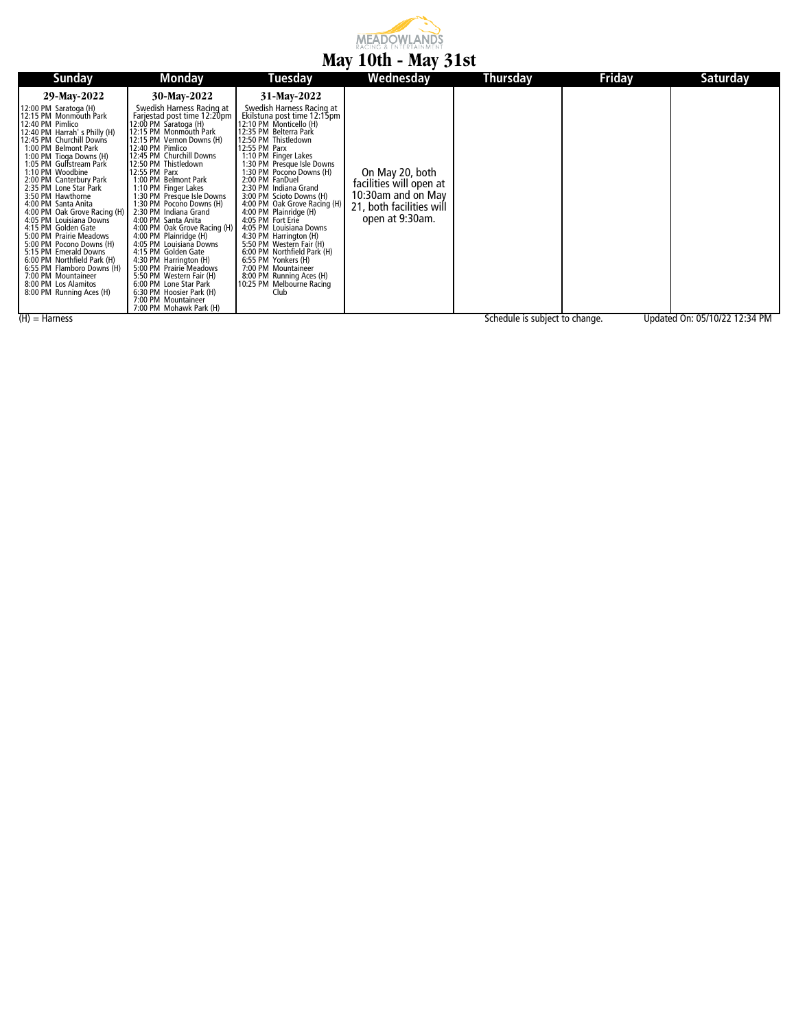# May 10th - May 31st

| Sunday | Monday | Tuesday | Wednesday | Thursday | Friday | Saturday |
|---|---|---|---|---|---|---|
| **29-May-2022**<br>12:00 PM Saratoga (H)<br>12:15 PM Monmouth Park<br>12:40 PM Pimlico<br>12:40 PM Harrah' s Philly (H)<br>12:45 PM Churchill Downs<br>1:00 PM Belmont Park<br>1:00 PM Tioga Downs (H)<br>1:05 PM Gulfstream Park<br>1:10 PM Woodbine<br>2:00 PM Canterbury Park<br>2:35 PM Lone Star Park<br>3:50 PM Hawthorne<br>4:00 PM Santa Anita<br>4:00 PM Oak Grove Racing (H)<br>4:05 PM Louisiana Downs<br>4:15 PM Golden Gate<br>5:00 PM Prairie Meadows<br>5:00 PM Pocono Downs (H)<br>5:15 PM Emerald Downs<br>6:00 PM Northfield Park (H)<br>6:55 PM Flamboro Downs (H)<br>7:00 PM Mountaineer<br>8:00 PM Los Alamitos<br>8:00 PM Running Aces (H) | **30-May-2022**<br>Swedish Harness Racing at Farjestad post time 12:20pm<br>12:00 PM Saratoga (H)<br>12:15 PM Monmouth Park<br>12:15 PM Vernon Downs (H)<br>12:40 PM Pimlico<br>12:45 PM Churchill Downs<br>12:50 PM Thistledown<br>12:55 PM Parx<br>1:00 PM Belmont Park<br>1:10 PM Finger Lakes<br>1:30 PM Presque Isle Downs<br>1:30 PM Pocono Downs (H)<br>2:30 PM Indiana Grand<br>4:00 PM Santa Anita<br>4:00 PM Oak Grove Racing (H)<br>4:00 PM Plainridge (H)<br>4:05 PM Louisiana Downs<br>4:15 PM Golden Gate<br>4:30 PM Harrington (H)<br>5:00 PM Prairie Meadows<br>5:50 PM Western Fair (H)<br>6:00 PM Lone Star Park<br>6:30 PM Hoosier Park (H)<br>7:00 PM Mountaineer<br>7:00 PM Mohawk Park (H) | **31-May-2022**<br>Swedish Harness Racing at Ekilstuna post time 12:15pm<br>12:10 PM Monticello (H)<br>12:35 PM Belterra Park<br>12:50 PM Thistledown<br>12:55 PM Parx<br>1:10 PM Finger Lakes<br>1:30 PM Presque Isle Downs<br>1:30 PM Pocono Downs (H)<br>2:00 PM FanDuel<br>2:30 PM Indiana Grand<br>3:00 PM Scioto Downs (H)<br>4:00 PM Oak Grove Racing (H)<br>4:00 PM Plainridge (H)<br>4:05 PM Fort Erie<br>4:05 PM Louisiana Downs<br>4:30 PM Harrington (H)<br>5:50 PM Western Fair (H)<br>6:00 PM Northfield Park (H)<br>6:55 PM Yonkers (H)<br>7:00 PM Mountaineer<br>8:00 PM Running Aces (H)<br>10:25 PM Melbourne Racing Club | On May 20, both facilities will open at 10:30am and on May 21, both facilities will open at 9:30am. | | | |

(H) = Harness

Schedule is subject to change.

Updated On: 05/10/22 12:34 PM